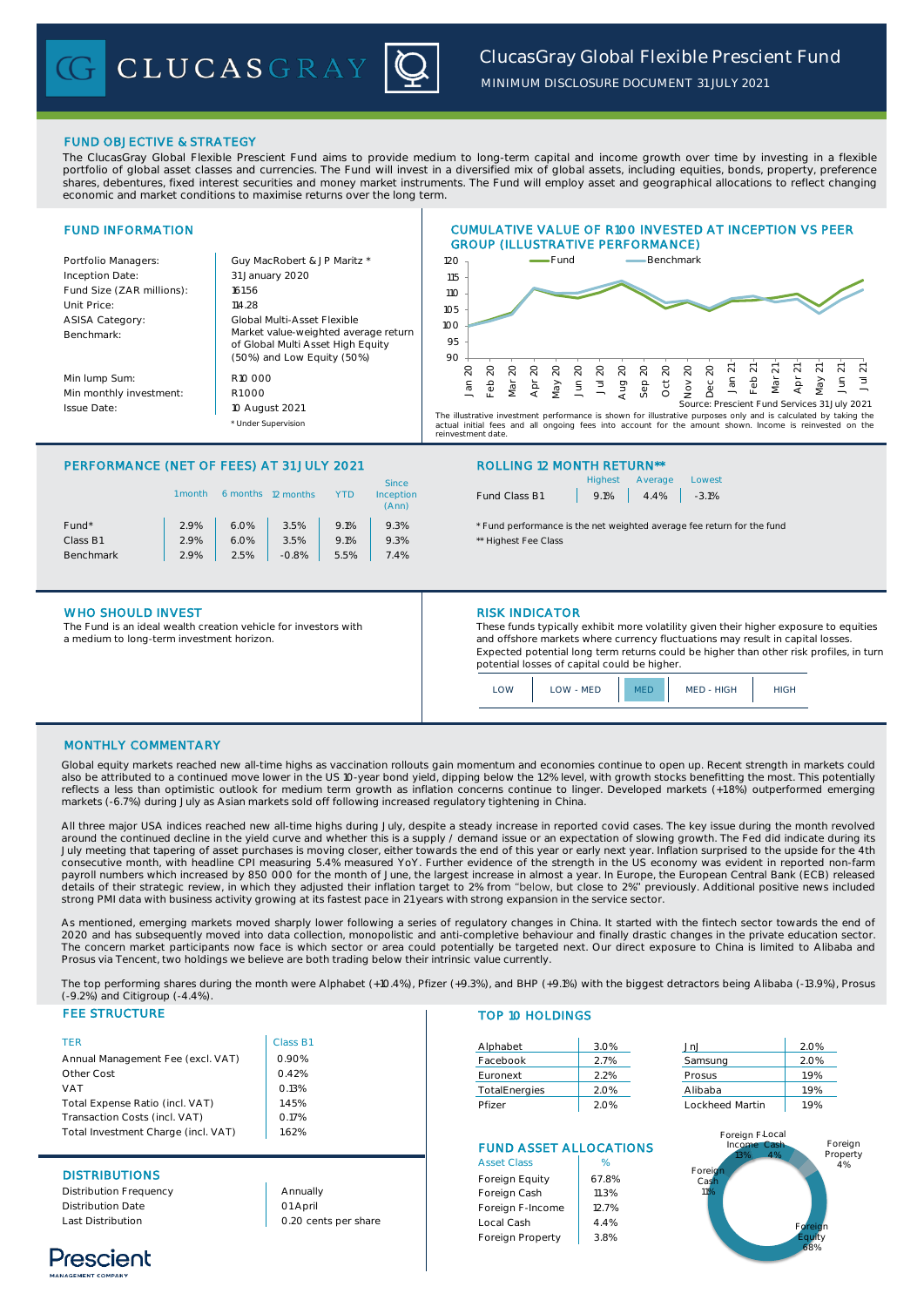# ClucasGray Global Flexible Prescient Fund

MINIMUM DISCLOSURE DOCUMENT 31 JULY 2021

## FUND OBJECTIVE & STRATEGY

The ClucasGray Global Flexible Prescient Fund aims to provide medium to long-term capital and income growth over time by investing in a flexible portfolio of global asset classes and currencies. The Fund will invest in a diversified mix of global assets, including equities, bonds, property, preference shares, debentures, fixed interest securities and money market instruments. The Fund will employ asset and geographical allocations to reflect changing economic and market conditions to maximise returns over the long term.

## FUND INFORMATION

| | |
|---|---|
| Portfolio Managers: | Guy MacRobert & J P Maritz * |
| Inception Date: | 31 January 2020 |
| Fund Size (ZAR millions): | 161.56 |
| Unit Price: | 114.28 |
| ASISA Category: | Global Multi-Asset Flexible |
| Benchmark: | Market value-weighted average return of Global Multi Asset High Equity (50%) and Low Equity (50%) |
| Min lump Sum: | R10 000 |
| Min monthly investment: | R1 000 |
| Issue Date: | 10 August 2021 |

\* Under Supervision

## CUMULATIVE VALUE OF R100 INVESTED AT INCEPTION VS PEER GROUP (ILLUSTRATIVE PERFORMANCE)

Source: Prescient Fund Services 31 July 2021

The illustrative investment performance is shown for illustrative purposes only and is calculated by taking the actual initial fees and all ongoing fees into account for the amount shown. Income is reinvested on the reinvestment date.

## PERFORMANCE (NET OF FEES) AT 31 JULY 2021

| | 1 month | 6 months | 12 months | YTD | Since Inception (Ann) |
|---|---|---|---|---|---|
| Fund* | 2.9% | 6.0% | 3.5% | 9.1% | 9.3% |
| Class B1 | 2.9% | 6.0% | 3.5% | 9.1% | 9.3% |
| Benchmark | 2.9% | 2.5% | -0.8% | 5.5% | 7.4% |

## ROLLING 12 MONTH RETURN**

| | Highest | Average | Lowest |
|---|---|---|---|
| Fund Class B1 | 9.1% | 4.4% | -3.1% |

\* Fund performance is the net weighted average fee return for the fund

\** Highest Fee Class

## WHO SHOULD INVEST

The Fund is an ideal wealth creation vehicle for investors with a medium to long-term investment horizon.

## RISK INDICATOR

These funds typically exhibit more volatility given their higher exposure to equities and offshore markets where currency fluctuations may result in capital losses. Expected potential long term returns could be higher than other risk profiles, in turn potential losses of capital could be higher.

| LOW | LOW - MED | MED | MED - HIGH | HIGH |
|---|---|---|---|---|

## MONTHLY COMMENTARY

Global equity markets reached new all-time highs as vaccination rollouts gain momentum and economies continue to open up. Recent strength in markets could also be attributed to a continued move lower in the US 10-year bond yield, dipping below the 1.2% level, with growth stocks benefitting the most. This potentially reflects a less than optimistic outlook for medium term growth as inflation concerns continue to linger. Developed markets (+1.8%) outperformed emerging markets (-6.7%) during July as Asian markets sold off following increased regulatory tightening in China.

All three major USA indices reached new all-time highs during July, despite a steady increase in reported covid cases. The key issue during the month revolved around the continued decline in the yield curve and whether this is a supply / demand issue or an expectation of slowing growth. The Fed did indicate during its July meeting that tapering of asset purchases is moving closer, either towards the end of this year or early next year. Inflation surprised to the upside for the 4th consecutive month, with headline CPI measuring 5.4% measured YoY. Further evidence of the strength in the US economy was evident in reported non-farm payroll numbers which increased by 850 000 for the month of June, the largest increase in almost a year. In Europe, the European Central Bank (ECB) released details of their strategic review, in which they adjusted their inflation target to 2% from "below, but close to 2%" previously. Additional positive news included strong PMI data with business activity growing at its fastest pace in 21 years with strong expansion in the service sector.

As mentioned, emerging markets moved sharply lower following a series of regulatory changes in China. It started with the fintech sector towards the end of 2020 and has subsequently moved into data collection, monopolistic and anti-completive behaviour and finally drastic changes in the private education sector. The concern market participants now face is which sector or area could potentially be targeted next. Our direct exposure to China is limited to Alibaba and Prosus via Tencent, two holdings we believe are both trading below their intrinsic value currently.

The top performing shares during the month were Alphabet (+10.4%), Pfizer (+9.3%), and BHP (+9.1%) with the biggest detractors being Alibaba (-13.9%), Prosus (-9.2%) and Citigroup (-4.4%).

## FEE STRUCTURE

| TER | Class B1 |
|---|---|
| Annual Management Fee (excl. VAT) | 0.90% |
| Other Cost | 0.42% |
| VAT | 0.13% |
| Total Expense Ratio (incl. VAT) | 1.45% |
| Transaction Costs (incl. VAT) | 0.17% |
| Total Investment Charge (incl. VAT) | 1.62% |

## DISTRIBUTIONS

| | |
|---|---|
| Distribution Frequency | Annually |
| Distribution Date | 01 April |
| Last Distribution | 0.20 cents per share |

## TOP 10 HOLDINGS

| | | | |
|---|---|---|---|
| Alphabet | 3.0% | JnJ | 2.0% |
| Facebook | 2.7% | Samsung | 2.0% |
| Euronext | 2.2% | Prosus | 1.9% |
| TotalEnergies | 2.0% | Alibaba | 1.9% |
| Pfizer | 2.0% | Lockheed Martin | 1.9% |

## FUND ASSET ALLOCATIONS

| Asset Class | % |
|---|---|
| Foreign Equity | 67.8% |
| Foreign Cash | 11.3% |
| Foreign F-Income | 12.7% |
| Local Cash | 4.4% |
| Foreign Property | 3.8% |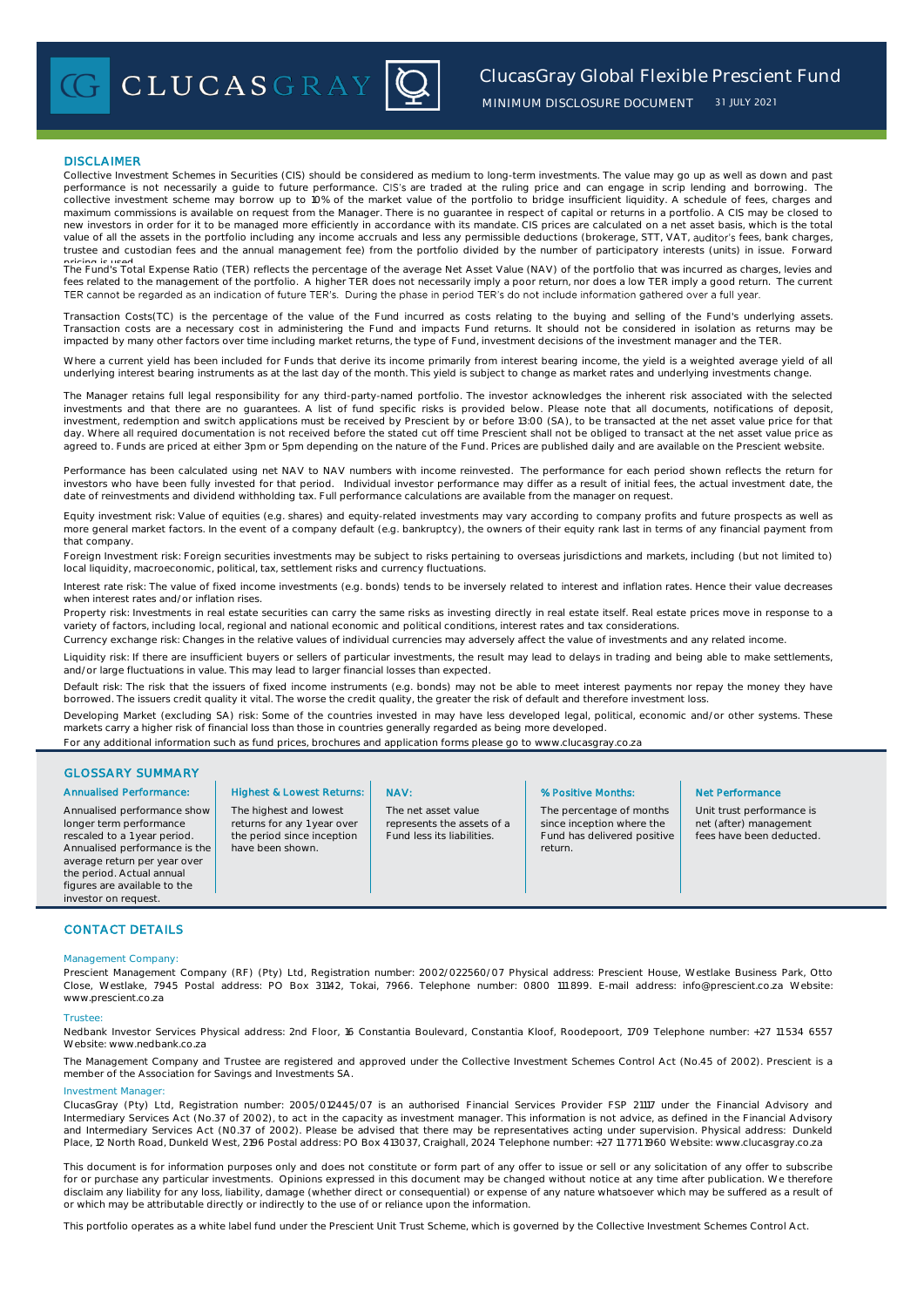## DISCLAIMER

Collective Investment Schemes in Securities (CIS) should be considered as medium to long-term investments. The value may go up as well as down and past performance is not necessarily a guide to future performance. CIS's are traded at the ruling price and can engage in scrip lending and borrowing. The collective investment scheme may borrow up to 10% of the market value of the portfolio to bridge insufficient liquidity. A schedule of fees, charges and maximum commissions is available on request from the Manager. There is no guarantee in respect of capital or returns in a portfolio. A CIS may be closed to new investors in order for it to be managed more efficiently in accordance with its mandate. CIS prices are calculated on a net asset basis, which is the total value of all the assets in the portfolio including any income accruals and less any permissible deductions (brokerage, STT, VAT, auditor's fees, bank charges, trustee and custodian fees and the annual management fee) from the portfolio divided by the number of participatory interests (units) in issue. Forward pricing is used.

The Fund's Total Expense Ratio (TER) reflects the percentage of the average Net Asset Value (NAV) of the portfolio that was incurred as charges, levies and fees related to the management of the portfolio. A higher TER does not necessarily imply a poor return, nor does a low TER imply a good return. The current TER cannot be regarded as an indication of future TER's. During the phase in period TER's do not include information gathered over a full year.

Transaction Costs(TC) is the percentage of the value of the Fund incurred as costs relating to the buying and selling of the Fund's underlying assets. Transaction costs are a necessary cost in administering the Fund and impacts Fund returns. It should not be considered in isolation as returns may be impacted by many other factors over time including market returns, the type of Fund, investment decisions of the investment manager and the TER.

Where a current yield has been included for Funds that derive its income primarily from interest bearing income, the yield is a weighted average yield of all underlying interest bearing instruments as at the last day of the month. This yield is subject to change as market rates and underlying investments change.

The Manager retains full legal responsibility for any third-party-named portfolio. The investor acknowledges the inherent risk associated with the selected investments and that there are no guarantees. A list of fund specific risks is provided below. Please note that all documents, notifications of deposit, investment, redemption and switch applications must be received by Prescient by or before 13:00 (SA), to be transacted at the net asset value price for that day. Where all required documentation is not received before the stated cut off time Prescient shall not be obliged to transact at the net asset value price as agreed to. Funds are priced at either 3pm or 5pm depending on the nature of the Fund. Prices are published daily and are available on the Prescient website.

Performance has been calculated using net NAV to NAV numbers with income reinvested. The performance for each period shown reflects the return for investors who have been fully invested for that period. Individual investor performance may differ as a result of initial fees, the actual investment date, the date of reinvestments and dividend withholding tax. Full performance calculations are available from the manager on request.

Equity investment risk: Value of equities (e.g. shares) and equity-related investments may vary according to company profits and future prospects as well as more general market factors. In the event of a company default (e.g. bankruptcy), the owners of their equity rank last in terms of any financial payment from that company.

Foreign Investment risk: Foreign securities investments may be subject to risks pertaining to overseas jurisdictions and markets, including (but not limited to) local liquidity, macroeconomic, political, tax, settlement risks and currency fluctuations.

Interest rate risk: The value of fixed income investments (e.g. bonds) tends to be inversely related to interest and inflation rates. Hence their value decreases when interest rates and/or inflation rises.

Property risk: Investments in real estate securities can carry the same risks as investing directly in real estate itself. Real estate prices move in response to a variety of factors, including local, regional and national economic and political conditions, interest rates and tax considerations.

Currency exchange risk: Changes in the relative values of individual currencies may adversely affect the value of investments and any related income.

Liquidity risk: If there are insufficient buyers or sellers of particular investments, the result may lead to delays in trading and being able to make settlements, and/or large fluctuations in value. This may lead to larger financial losses than expected.

Default risk: The risk that the issuers of fixed income instruments (e.g. bonds) may not be able to meet interest payments nor repay the money they have borrowed. The issuers credit quality it vital. The worse the credit quality, the greater the risk of default and therefore investment loss.

Developing Market (excluding SA) risk: Some of the countries invested in may have less developed legal, political, economic and/or other systems. These markets carry a higher risk of financial loss than those in countries generally regarded as being more developed.

For any additional information such as fund prices, brochures and application forms please go to www.clucasgray.co.za

## GLOSSARY SUMMARY

**Annualised Performance:** Annualised performance show longer term performance rescaled to a 1 year period. Annualised performance is the average return per year over the period. Actual annual figures are available to the investor on request.

**Highest & Lowest Returns:** The highest and lowest returns for any 1 year over the period since inception have been shown.

**NAV:** The net asset value represents the assets of a Fund less its liabilities.

**% Positive Months:** The percentage of months since inception where the Fund has delivered positive return.

**Net Performance:** Unit trust performance is net (after) management fees have been deducted.

## CONTACT DETAILS

### Management Company:

Prescient Management Company (RF) (Pty) Ltd, Registration number: 2002/022560/07 Physical address: Prescient House, Westlake Business Park, Otto Close, Westlake, 7945 Postal address: PO Box 31142, Tokai, 7966. Telephone number: 0800 111 899. E-mail address: info@prescient.co.za Website: www.prescient.co.za

### Trustee:

Nedbank Investor Services Physical address: 2nd Floor, 16 Constantia Boulevard, Constantia Kloof, Roodepoort, 1709 Telephone number: +27 11 534 6557 Website: www.nedbank.co.za

The Management Company and Trustee are registered and approved under the Collective Investment Schemes Control Act (No.45 of 2002). Prescient is a member of the Association for Savings and Investments SA.

### Investment Manager:

ClucasGray (Pty) Ltd, Registration number: 2005/012445/07 is an authorised Financial Services Provider FSP 21117 under the Financial Advisory and Intermediary Services Act (No.37 of 2002), to act in the capacity as investment manager. This information is not advice, as defined in the Financial Advisory and Intermediary Services Act (N0.37 of 2002). Please be advised that there may be representatives acting under supervision. Physical address: Dunkeld Place, 12 North Road, Dunkeld West, 2196 Postal address: PO Box 413037, Craighall, 2024 Telephone number: +27 11 771 1960 Website: www.clucasgray.co.za

This document is for information purposes only and does not constitute or form part of any offer to issue or sell or any solicitation of any offer to subscribe for or purchase any particular investments. Opinions expressed in this document may be changed without notice at any time after publication. We therefore disclaim any liability for any loss, liability, damage (whether direct or consequential) or expense of any nature whatsoever which may be suffered as a result of or which may be attributable directly or indirectly to the use of or reliance upon the information.

This portfolio operates as a white label fund under the Prescient Unit Trust Scheme, which is governed by the Collective Investment Schemes Control Act.